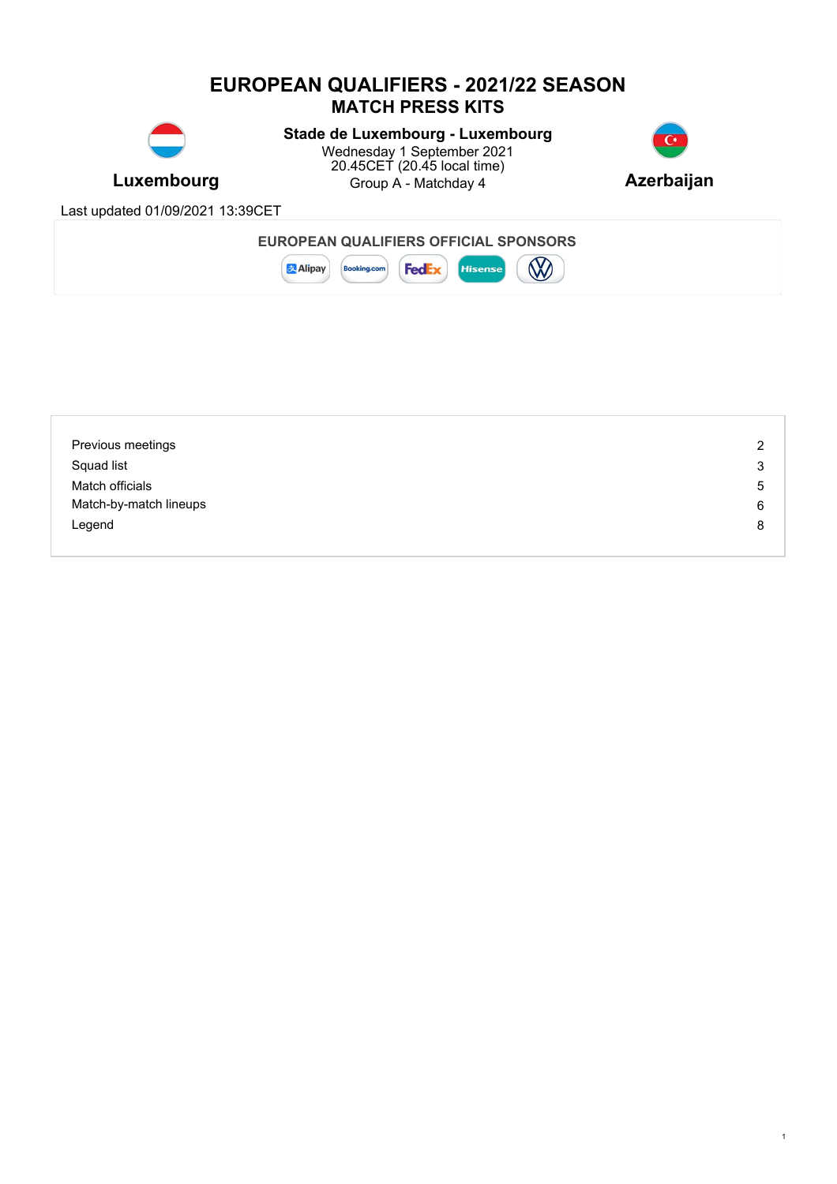# EUROPEAN QUALIFIERS - 2021/22 SEASON
## MATCH PRESS KITS

**Luxembourg** — **Azerbaijan**

**Stade de Luxembourg - Luxembourg**
Wednesday 1 September 2021
20.45CET (20.45 local time)
Group A - Matchday 4

Last updated 01/09/2021 13:39CET

**EUROPEAN QUALIFIERS OFFICIAL SPONSORS**

Alipay, Booking.com, FedEx, Hisense, VW

| | |
|---|---|
| Previous meetings | 2 |
| Squad list | 3 |
| Match officials | 5 |
| Match-by-match lineups | 6 |
| Legend | 8 |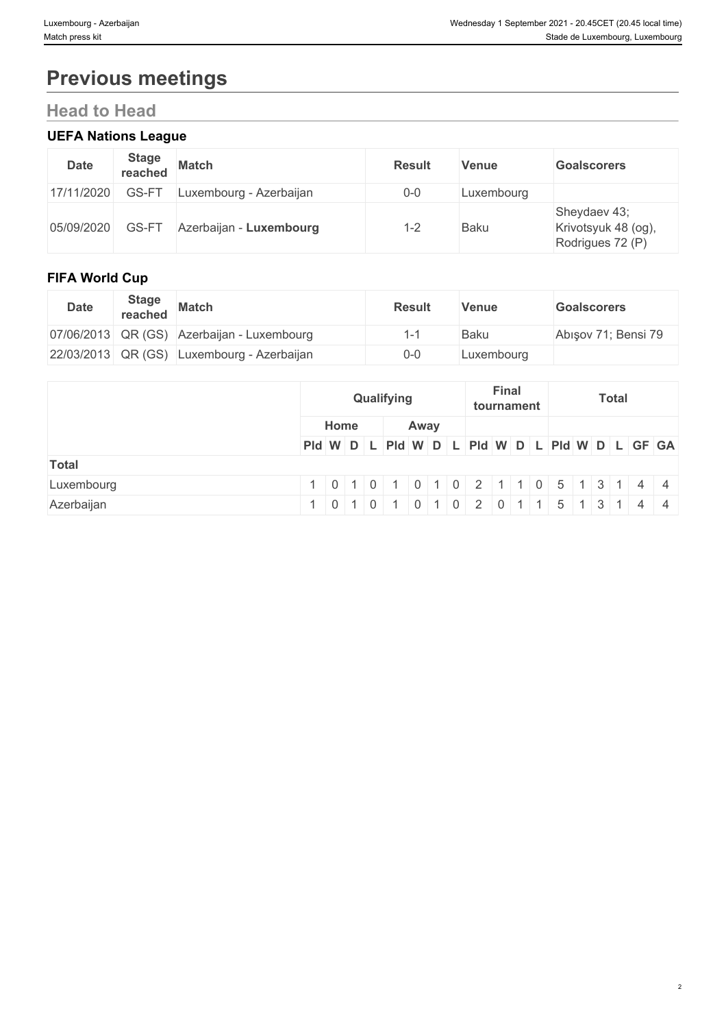# Previous meetings

## Head to Head

### UEFA Nations League

| Date | Stage reached | Match | Result | Venue | Goalscorers |
|---|---|---|---|---|---|
| 17/11/2020 | GS-FT | Luxembourg - Azerbaijan | 0-0 | Luxembourg | |
| 05/09/2020 | GS-FT | Azerbaijan - **Luxembourg** | 1-2 | Baku | Sheydaev 43; Krivotsyuk 48 (og), Rodrigues 72 (P) |

### FIFA World Cup

| Date | Stage reached | Match | Result | Venue | Goalscorers |
|---|---|---|---|---|---|
| 07/06/2013 | QR (GS) | Azerbaijan - Luxembourg | 1-1 | Baku | Abışov 71; Bensi 79 |
| 22/03/2013 | QR (GS) | Luxembourg - Azerbaijan | 0-0 | Luxembourg | |

| | Qualifying | | | | | | | | Final tournament | | | | Total | | | | | |
|---|---|---|---|---|---|---|---|---|---|---|---|---|---|---|---|---|---|---|
| | Home | | | | Away | | | | | | | | | | | | | |
| | Pld | W | D | L | Pld | W | D | L | Pld | W | D | L | Pld | W | D | L | GF | GA |
| **Total** | | | | | | | | | | | | | | | | | | |
| Luxembourg | 1 | 0 | 1 | 0 | 1 | 0 | 1 | 0 | 2 | 1 | 1 | 0 | 5 | 1 | 3 | 1 | 4 | 4 |
| Azerbaijan | 1 | 0 | 1 | 0 | 1 | 0 | 1 | 0 | 2 | 0 | 1 | 1 | 5 | 1 | 3 | 1 | 4 | 4 |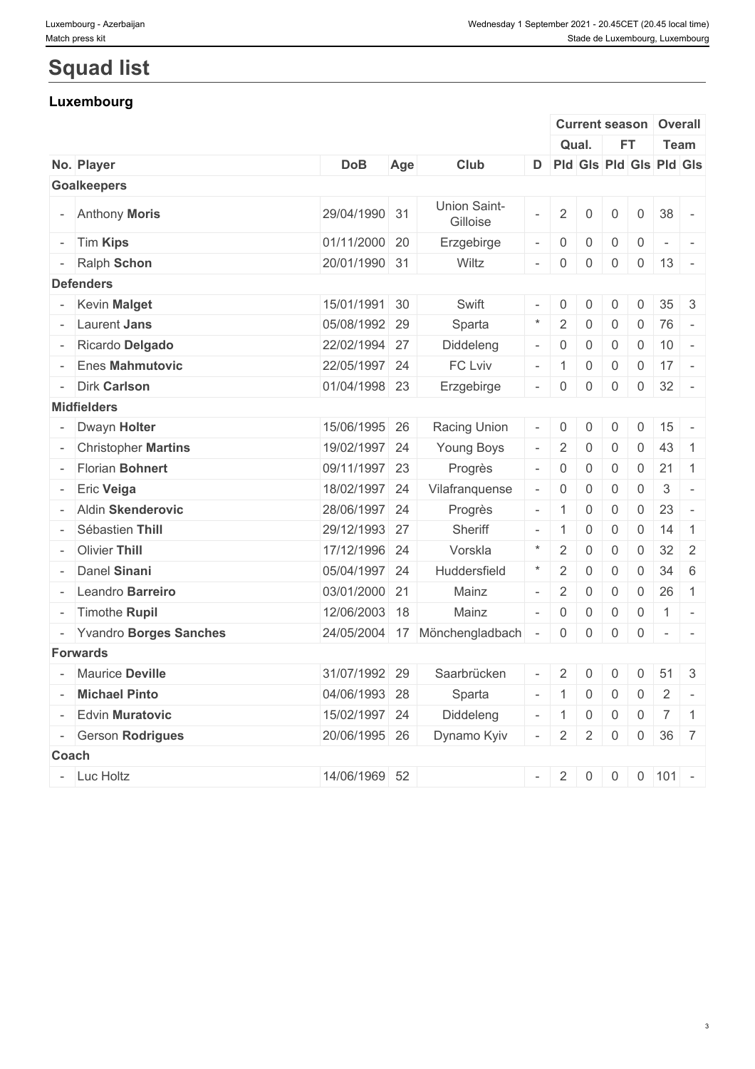# Squad list

## Luxembourg

| | | | | | | Current season | | | | Overall | |
|---|---|---|---|---|---|---|---|---|---|---|---|
| | | | | | | Qual. | | FT | | Team | |
| No. | Player | DoB | Age | Club | D | Pld | Gls | Pld | Gls | Pld | Gls |
| **Goalkeepers** | | | | | | | | | | | |
| - | Anthony **Moris** | 29/04/1990 | 31 | Union Saint-Gilloise | - | 2 | 0 | 0 | 0 | 38 | - |
| - | Tim **Kips** | 01/11/2000 | 20 | Erzgebirge | - | 0 | 0 | 0 | 0 | - | - |
| - | Ralph **Schon** | 20/01/1990 | 31 | Wiltz | - | 0 | 0 | 0 | 0 | 13 | - |
| **Defenders** | | | | | | | | | | | |
| - | Kevin **Malget** | 15/01/1991 | 30 | Swift | - | 0 | 0 | 0 | 0 | 35 | 3 |
| - | Laurent **Jans** | 05/08/1992 | 29 | Sparta | * | 2 | 0 | 0 | 0 | 76 | - |
| - | Ricardo **Delgado** | 22/02/1994 | 27 | Diddeleng | - | 0 | 0 | 0 | 0 | 10 | - |
| - | Enes **Mahmutovic** | 22/05/1997 | 24 | FC Lviv | - | 1 | 0 | 0 | 0 | 17 | - |
| - | Dirk **Carlson** | 01/04/1998 | 23 | Erzgebirge | - | 0 | 0 | 0 | 0 | 32 | - |
| **Midfielders** | | | | | | | | | | | |
| - | Dwayn **Holter** | 15/06/1995 | 26 | Racing Union | - | 0 | 0 | 0 | 0 | 15 | - |
| - | Christopher **Martins** | 19/02/1997 | 24 | Young Boys | - | 2 | 0 | 0 | 0 | 43 | 1 |
| - | Florian **Bohnert** | 09/11/1997 | 23 | Progrès | - | 0 | 0 | 0 | 0 | 21 | 1 |
| - | Eric **Veiga** | 18/02/1997 | 24 | Vilafranquense | - | 0 | 0 | 0 | 0 | 3 | - |
| - | Aldin **Skenderovic** | 28/06/1997 | 24 | Progrès | - | 1 | 0 | 0 | 0 | 23 | - |
| - | Sébastien **Thill** | 29/12/1993 | 27 | Sheriff | - | 1 | 0 | 0 | 0 | 14 | 1 |
| - | Olivier **Thill** | 17/12/1996 | 24 | Vorskla | * | 2 | 0 | 0 | 0 | 32 | 2 |
| - | Danel **Sinani** | 05/04/1997 | 24 | Huddersfield | * | 2 | 0 | 0 | 0 | 34 | 6 |
| - | Leandro **Barreiro** | 03/01/2000 | 21 | Mainz | - | 2 | 0 | 0 | 0 | 26 | 1 |
| - | Timothe **Rupil** | 12/06/2003 | 18 | Mainz | - | 0 | 0 | 0 | 0 | 1 | - |
| - | Yvandro **Borges Sanches** | 24/05/2004 | 17 | Mönchengladbach | - | 0 | 0 | 0 | 0 | - | - |
| **Forwards** | | | | | | | | | | | |
| - | Maurice **Deville** | 31/07/1992 | 29 | Saarbrücken | - | 2 | 0 | 0 | 0 | 51 | 3 |
| - | **Michael Pinto** | 04/06/1993 | 28 | Sparta | - | 1 | 0 | 0 | 0 | 2 | - |
| - | Edvin **Muratovic** | 15/02/1997 | 24 | Diddeleng | - | 1 | 0 | 0 | 0 | 7 | 1 |
| - | Gerson **Rodrigues** | 20/06/1995 | 26 | Dynamo Kyiv | - | 2 | 2 | 0 | 0 | 36 | 7 |
| **Coach** | | | | | | | | | | | |
| - | Luc Holtz | 14/06/1969 | 52 | | - | 2 | 0 | 0 | 0 | 101 | - |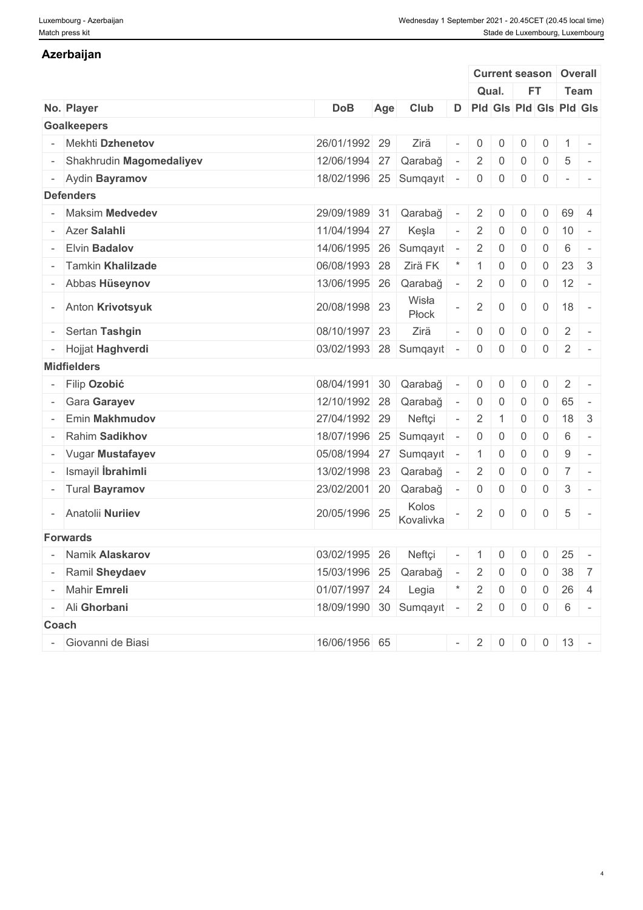## Azerbaijan

| | | | | | | Current season | | | | Overall | |
|---|---|---|---|---|---|---|---|---|---|---|---|
| | | | | | | Qual. | | FT | | Team | |
| No. | Player | DoB | Age | Club | D | Pld | Gls | Pld | Gls | Pld | Gls |
| **Goalkeepers** | | | | | | | | | | | |
| - | Mekhti **Dzhenetov** | 26/01/1992 | 29 | Zirä | - | 0 | 0 | 0 | 0 | 1 | - |
| - | Shakhrudin **Magomedaliyev** | 12/06/1994 | 27 | Qarabağ | - | 2 | 0 | 0 | 0 | 5 | - |
| - | Aydin **Bayramov** | 18/02/1996 | 25 | Sumqayıt | - | 0 | 0 | 0 | 0 | - | - |
| **Defenders** | | | | | | | | | | | |
| - | Maksim **Medvedev** | 29/09/1989 | 31 | Qarabağ | - | 2 | 0 | 0 | 0 | 69 | 4 |
| - | Azer **Salahli** | 11/04/1994 | 27 | Keşla | - | 2 | 0 | 0 | 0 | 10 | - |
| - | Elvin **Badalov** | 14/06/1995 | 26 | Sumqayıt | - | 2 | 0 | 0 | 0 | 6 | - |
| - | Tamkin **Khalilzade** | 06/08/1993 | 28 | Zirä FK | * | 1 | 0 | 0 | 0 | 23 | 3 |
| - | Abbas **Hüseynov** | 13/06/1995 | 26 | Qarabağ | - | 2 | 0 | 0 | 0 | 12 | - |
| - | Anton **Krivotsyuk** | 20/08/1998 | 23 | Wisła Płock | - | 2 | 0 | 0 | 0 | 18 | - |
| - | Sertan **Tashgin** | 08/10/1997 | 23 | Zirä | - | 0 | 0 | 0 | 0 | 2 | - |
| - | Hojjat **Haghverdi** | 03/02/1993 | 28 | Sumqayıt | - | 0 | 0 | 0 | 0 | 2 | - |
| **Midfielders** | | | | | | | | | | | |
| - | Filip **Ozobić** | 08/04/1991 | 30 | Qarabağ | - | 0 | 0 | 0 | 0 | 2 | - |
| - | Gara **Garayev** | 12/10/1992 | 28 | Qarabağ | - | 0 | 0 | 0 | 0 | 65 | - |
| - | Emin **Makhmudov** | 27/04/1992 | 29 | Neftçi | - | 2 | 1 | 0 | 0 | 18 | 3 |
| - | Rahim **Sadikhov** | 18/07/1996 | 25 | Sumqayıt | - | 0 | 0 | 0 | 0 | 6 | - |
| - | Vugar **Mustafayev** | 05/08/1994 | 27 | Sumqayıt | - | 1 | 0 | 0 | 0 | 9 | - |
| - | Ismayil **İbrahimli** | 13/02/1998 | 23 | Qarabağ | - | 2 | 0 | 0 | 0 | 7 | - |
| - | Tural **Bayramov** | 23/02/2001 | 20 | Qarabağ | - | 0 | 0 | 0 | 0 | 3 | - |
| - | Anatolii **Nuriiev** | 20/05/1996 | 25 | Kolos Kovalivka | - | 2 | 0 | 0 | 0 | 5 | - |
| **Forwards** | | | | | | | | | | | |
| - | Namik **Alaskarov** | 03/02/1995 | 26 | Neftçi | - | 1 | 0 | 0 | 0 | 25 | - |
| - | Ramil **Sheydaev** | 15/03/1996 | 25 | Qarabağ | - | 2 | 0 | 0 | 0 | 38 | 7 |
| - | Mahir **Emreli** | 01/07/1997 | 24 | Legia | * | 2 | 0 | 0 | 0 | 26 | 4 |
| - | Ali **Ghorbani** | 18/09/1990 | 30 | Sumqayıt | - | 2 | 0 | 0 | 0 | 6 | - |
| **Coach** | | | | | | | | | | | |
| - | Giovanni de Biasi | 16/06/1956 | 65 | | - | 2 | 0 | 0 | 0 | 13 | - |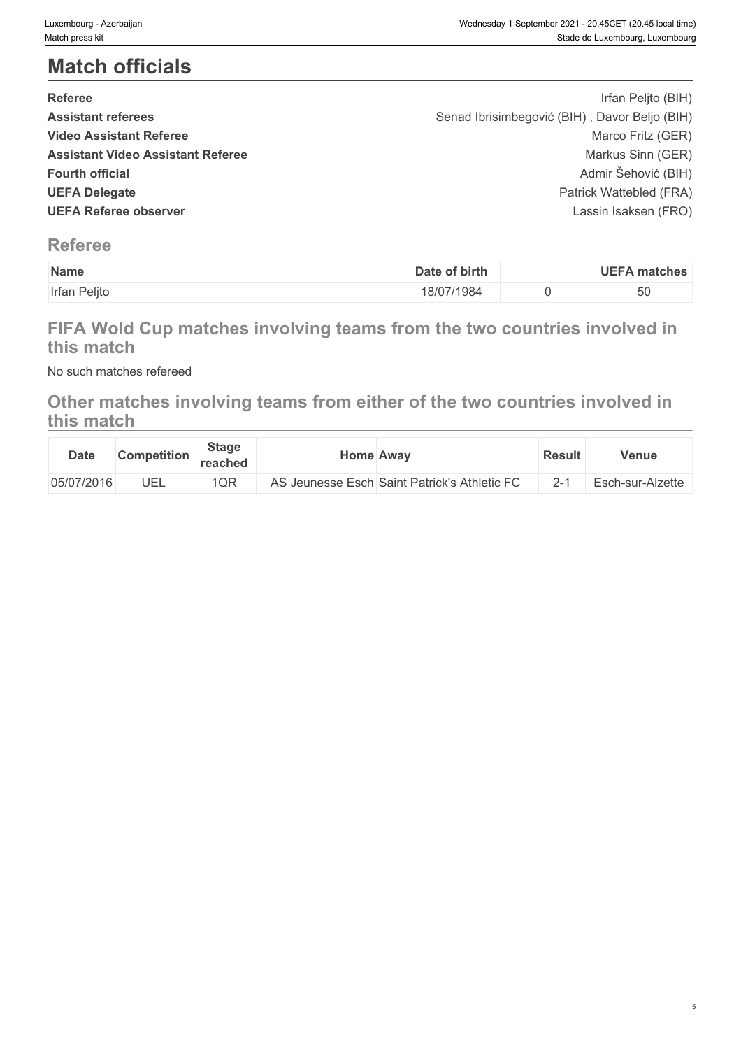# Match officials

| | |
|---|---|
| **Referee** | Irfan Peljto (BIH) |
| **Assistant referees** | Senad Ibrisimbegović (BIH) , Davor Beljo (BIH) |
| **Video Assistant Referee** | Marco Fritz (GER) |
| **Assistant Video Assistant Referee** | Markus Sinn (GER) |
| **Fourth official** | Admir Šehović (BIH) |
| **UEFA Delegate** | Patrick Wattebled (FRA) |
| **UEFA Referee observer** | Lassin Isaksen (FRO) |

## Referee

| Name | Date of birth | | UEFA matches |
|---|---|---|---|
| Irfan Peljto | 18/07/1984 | 0 | 50 |

## FIFA Wold Cup matches involving teams from the two countries involved in this match

No such matches refereed

## Other matches involving teams from either of the two countries involved in this match

| Date | Competition | Stage reached | Home | Away | Result | Venue |
|---|---|---|---|---|---|---|
| 05/07/2016 | UEL | 1QR | AS Jeunesse Esch | Saint Patrick's Athletic FC | 2-1 | Esch-sur-Alzette |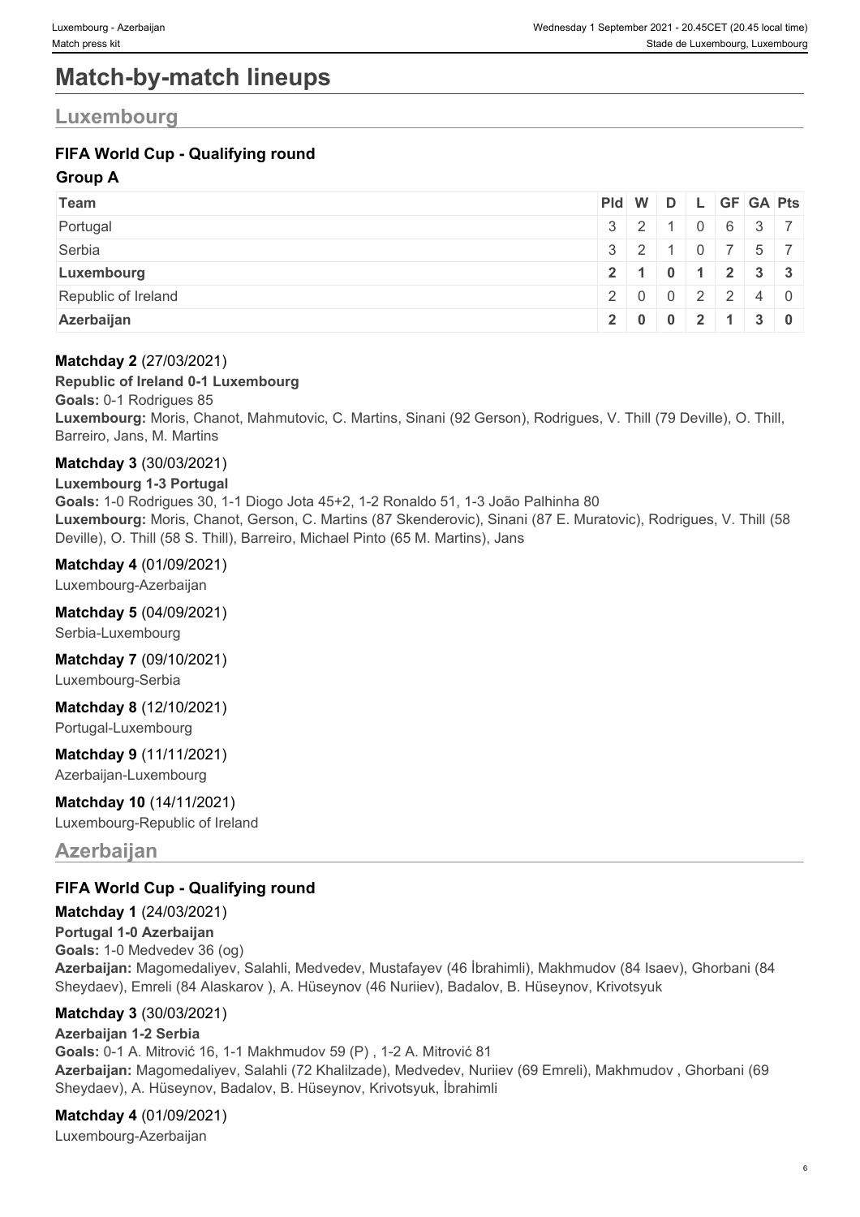# Match-by-match lineups

## Luxembourg

### FIFA World Cup - Qualifying round

#### Group A

| Team | Pld | W | D | L | GF | GA | Pts |
|---|---|---|---|---|---|---|---|
| Portugal | 3 | 2 | 1 | 0 | 6 | 3 | 7 |
| Serbia | 3 | 2 | 1 | 0 | 7 | 5 | 7 |
| **Luxembourg** | **2** | **1** | **0** | **1** | **2** | **3** | **3** |
| Republic of Ireland | 2 | 0 | 0 | 2 | 2 | 4 | 0 |
| **Azerbaijan** | **2** | **0** | **0** | **2** | **1** | **3** | **0** |

**Matchday 2** (27/03/2021)

**Republic of Ireland 0-1 Luxembourg**

**Goals:** 0-1 Rodrigues 85

**Luxembourg:** Moris, Chanot, Mahmutovic, C. Martins, Sinani (92 Gerson), Rodrigues, V. Thill (79 Deville), O. Thill, Barreiro, Jans, M. Martins

**Matchday 3** (30/03/2021)

**Luxembourg 1-3 Portugal**

**Goals:** 1-0 Rodrigues 30, 1-1 Diogo Jota 45+2, 1-2 Ronaldo 51, 1-3 João Palhinha 80

**Luxembourg:** Moris, Chanot, Gerson, C. Martins (87 Skenderovic), Sinani (87 E. Muratovic), Rodrigues, V. Thill (58 Deville), O. Thill (58 S. Thill), Barreiro, Michael Pinto (65 M. Martins), Jans

**Matchday 4** (01/09/2021)

Luxembourg-Azerbaijan

**Matchday 5** (04/09/2021)

Serbia-Luxembourg

**Matchday 7** (09/10/2021)

Luxembourg-Serbia

**Matchday 8** (12/10/2021)

Portugal-Luxembourg

**Matchday 9** (11/11/2021)

Azerbaijan-Luxembourg

**Matchday 10** (14/11/2021)

Luxembourg-Republic of Ireland

## Azerbaijan

### FIFA World Cup - Qualifying round

**Matchday 1** (24/03/2021)

**Portugal 1-0 Azerbaijan**

**Goals:** 1-0 Medvedev 36 (og)

**Azerbaijan:** Magomedaliyev, Salahli, Medvedev, Mustafayev (46 İbrahimli), Makhmudov (84 Isaev), Ghorbani (84 Sheydaev), Emreli (84 Alaskarov ), A. Hüseynov (46 Nuriiev), Badalov, B. Hüseynov, Krivotsyuk

**Matchday 3** (30/03/2021)

**Azerbaijan 1-2 Serbia**

**Goals:** 0-1 A. Mitrović 16, 1-1 Makhmudov 59 (P) , 1-2 A. Mitrović 81

**Azerbaijan:** Magomedaliyev, Salahli (72 Khalilzade), Medvedev, Nuriiev (69 Emreli), Makhmudov , Ghorbani (69 Sheydaev), A. Hüseynov, Badalov, B. Hüseynov, Krivotsyuk, İbrahimli

**Matchday 4** (01/09/2021)

Luxembourg-Azerbaijan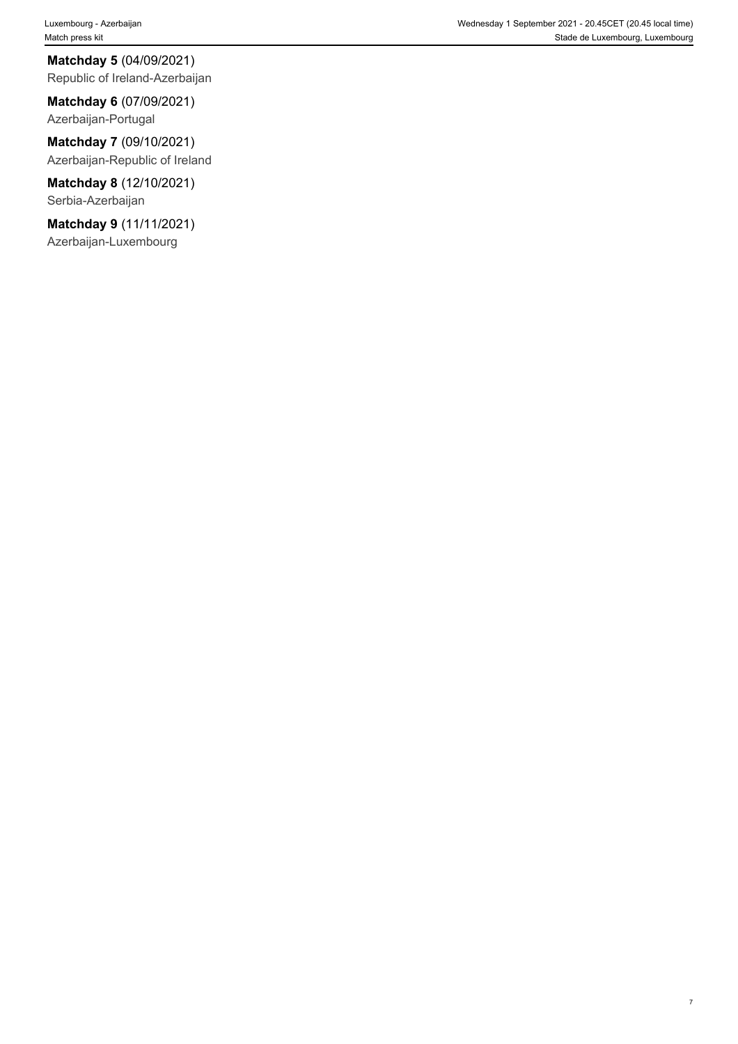**Matchday 5** (04/09/2021)
Republic of Ireland-Azerbaijan

**Matchday 6** (07/09/2021)
Azerbaijan-Portugal

**Matchday 7** (09/10/2021)
Azerbaijan-Republic of Ireland

**Matchday 8** (12/10/2021)
Serbia-Azerbaijan

**Matchday 9** (11/11/2021)
Azerbaijan-Luxembourg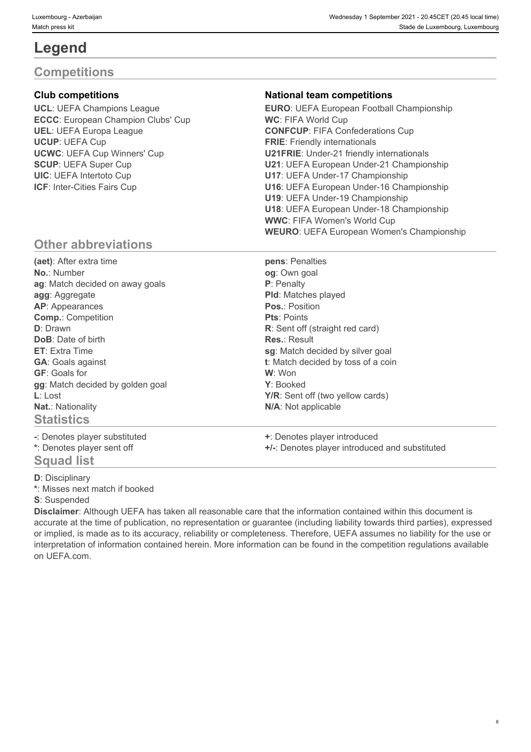# Legend

## Competitions

### Club competitions

**UCL**: UEFA Champions League
**ECCC**: European Champion Clubs' Cup
**UEL**: UEFA Europa League
**UCUP**: UEFA Cup
**UCWC**: UEFA Cup Winners' Cup
**SCUP**: UEFA Super Cup
**UIC**: UEFA Intertoto Cup
**ICF**: Inter-Cities Fairs Cup

### National team competitions

**EURO**: UEFA European Football Championship
**WC**: FIFA World Cup
**CONFCUP**: FIFA Confederations Cup
**FRIE**: Friendly internationals
**U21FRIE**: Under-21 friendly internationals
**U21**: UEFA European Under-21 Championship
**U17**: UEFA Under-17 Championship
**U16**: UEFA European Under-16 Championship
**U19**: UEFA Under-19 Championship
**U18**: UEFA European Under-18 Championship
**WWC**: FIFA Women's World Cup
**WEURO**: UEFA European Women's Championship

## Other abbreviations

**(aet)**: After extra time
**No.**: Number
**ag**: Match decided on away goals
**agg**: Aggregate
**AP**: Appearances
**Comp.**: Competition
**D**: Drawn
**DoB**: Date of birth
**ET**: Extra Time
**GA**: Goals against
**GF**: Goals for
**gg**: Match decided by golden goal
**L**: Lost
**Nat.**: Nationality
**pens**: Penalties
**og**: Own goal
**P**: Penalty
**Pld**: Matches played
**Pos.**: Position
**Pts**: Points
**R**: Sent off (straight red card)
**Res.**: Result
**sg**: Match decided by silver goal
**t**: Match decided by toss of a coin
**W**: Won
**Y**: Booked
**Y/R**: Sent off (two yellow cards)
**N/A**: Not applicable

## Statistics

**-**: Denotes player substituted
**\***: Denotes player sent off
**+**: Denotes player introduced
**+/-**: Denotes player introduced and substituted

## Squad list

**D**: Disciplinary
**\***: Misses next match if booked
**S**: Suspended

**Disclaimer**: Although UEFA has taken all reasonable care that the information contained within this document is accurate at the time of publication, no representation or guarantee (including liability towards third parties), expressed or implied, is made as to its accuracy, reliability or completeness. Therefore, UEFA assumes no liability for the use or interpretation of information contained herein. More information can be found in the competition regulations available on UEFA.com.